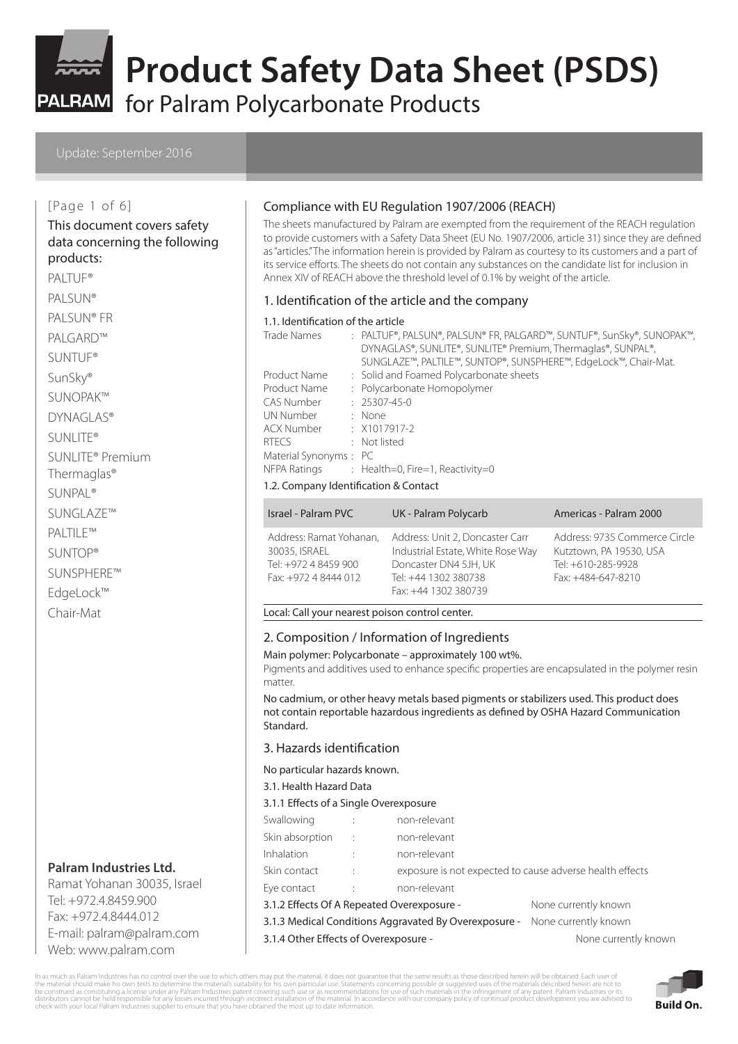# Product Safety Data Sheet (PSDS)

## for Palram Polycarbonate Products

Update: September 2016

This document covers safety data concerning the following products:

PALTUF®
PALSUN®
PALSUN® FR
PALGARD™
SUNTUF®
SunSky®
SUNOPAK™
DYNAGLAS®
SUNLITE®
SUNLITE® Premium
Thermaglas®
SUNPAL®
SUNGLAZE™
PALTILE™
SUNTOP®
SUNSPHERE™
EdgeLock™
Chair-Mat

**Palram Industries Ltd.**
Ramat Yohanan 30035, Israel
Tel: +972.4.8459.900
Fax: +972.4.8444.012
E-mail: palram@palram.com
Web: www.palram.com

### Compliance with EU Regulation 1907/2006 (REACH)

The sheets manufactured by Palram are exempted from the requirement of the REACH regulation to provide customers with a Safety Data Sheet (EU No. 1907/2006, article 31) since they are defined as "articles." The information herein is provided by Palram as courtesy to its customers and a part of its service efforts. The sheets do not contain any substances on the candidate list for inclusion in Annex XIV of REACH above the threshold level of 0.1% by weight of the article.

## 1. Identification of the article and the company

### 1.1. Identification of the article

Trade Names : PALTUF®, PALSUN®, PALSUN® FR, PALGARD™, SUNTUF®, SunSky®, SUNOPAK™, DYNAGLAS®, SUNLITE®, SUNLITE® Premium, Thermaglas®, SUNPAL®, SUNGLAZE™, PALTILE™, SUNTOP®, SUNSPHERE™, EdgeLock™, Chair-Mat.
Product Name : Solid and Foamed Polycarbonate sheets
Product Name : Polycarbonate Homopolymer
CAS Number : 25307-45-0
UN Number : None
ACX Number : X1017917-2
RTECS : Not listed
Material Synonyms : PC
NFPA Ratings : Health=0, Fire=1, Reactivity=0

### 1.2. Company Identification & Contact

| Israel - Palram PVC | UK - Palram Polycarb | Americas - Palram 2000 |
|---|---|---|
| Address: Ramat Yohanan, 30035, ISRAEL<br>Tel: +972 4 8459 900<br>Fax: +972 4 8444 012 | Address: Unit 2, Doncaster Carr Industrial Estate, White Rose Way Doncaster DN4 5JH, UK<br>Tel: +44 1302 380738<br>Fax: +44 1302 380739 | Address: 9735 Commerce Circle Kutztown, PA 19530, USA<br>Tel: +610-285-9928<br>Fax: +484-647-8210 |

Local: Call your nearest poison control center.

## 2. Composition / Information of Ingredients

Main polymer: Polycarbonate – approximately 100 wt%.

Pigments and additives used to enhance specific properties are encapsulated in the polymer resin matter.

No cadmium, or other heavy metals based pigments or stabilizers used. This product does not contain reportable hazardous ingredients as defined by OSHA Hazard Communication Standard.

## 3. Hazards identification

No particular hazards known.

### 3.1. Health Hazard Data

#### 3.1.1 Effects of a Single Overexposure

Swallowing : non-relevant
Skin absorption : non-relevant
Inhalation : non-relevant
Skin contact : exposure is not expected to cause adverse health effects
Eye contact : non-relevant

3.1.2 Effects Of A Repeated Overexposure - None currently known
3.1.3 Medical Conditions Aggravated By Overexposure - None currently known
3.1.4 Other Effects of Overexposure - None currently known

In as much as Palram Industries has no control over the use to which others may put the material, it does not guarantee that the same results as those described herein will be obtained. Each user of the material should make his own tests to determine the material's suitability for his own particular use. Statements concerning possible or suggested uses of the materials described herein are not to be construed as constituting a license under any Palram Industries patent covering such use or as recommendations for use of such materials in the infringement of any patent. Palram Industries or its distributors cannot be held responsible for any losses incurred through incorrect installation of the material. In accordance with our company policy of continual product development you are advised to check with your local Palram Industries supplier to ensure that you have obtained the most up to date information.

Build On.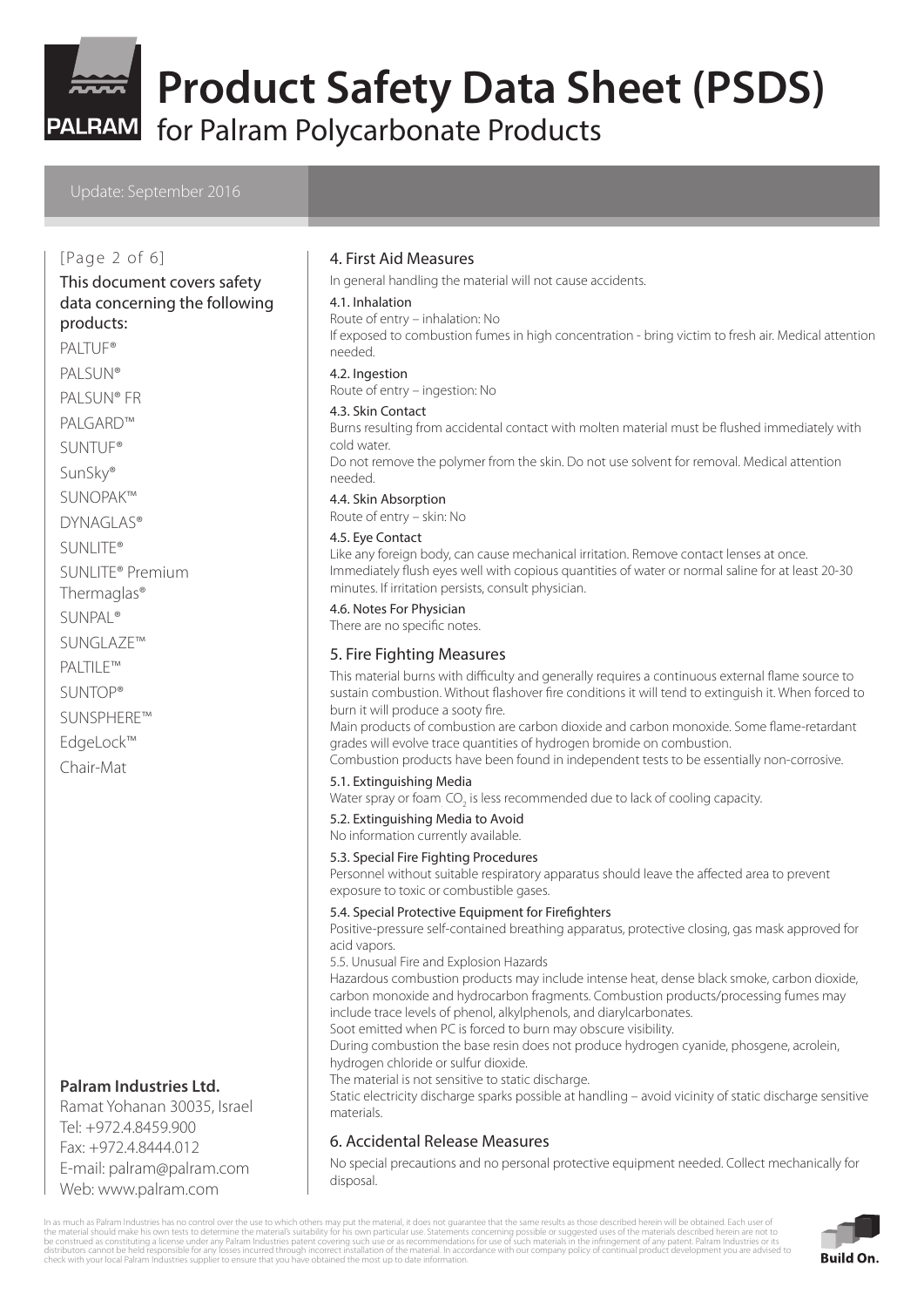# Product Safety Data Sheet (PSDS)

for Palram Polycarbonate Products

Update: September 2016

This document covers safety data concerning the following products:

PALTUF®
PALSUN®
PALSUN® FR
PALGARD™
SUNTUF®
SunSky®
SUNOPAK™
DYNAGLAS®
SUNLITE®
SUNLITE® Premium Thermaglas®
SUNPAL®
SUNGLAZE™
PALTILE™
SUNTOP®
SUNSPHERE™
EdgeLock™
Chair-Mat

**Palram Industries Ltd.**
Ramat Yohanan 30035, Israel
Tel: +972.4.8459.900
Fax: +972.4.8444.012
E-mail: palram@palram.com
Web: www.palram.com

## 4. First Aid Measures

In general handling the material will not cause accidents.

### 4.1. Inhalation

Route of entry – inhalation: No

If exposed to combustion fumes in high concentration - bring victim to fresh air. Medical attention needed.

### 4.2. Ingestion

Route of entry – ingestion: No

### 4.3. Skin Contact

Burns resulting from accidental contact with molten material must be flushed immediately with cold water.

Do not remove the polymer from the skin. Do not use solvent for removal. Medical attention needed.

### 4.4. Skin Absorption

Route of entry – skin: No

### 4.5. Eye Contact

Like any foreign body, can cause mechanical irritation. Remove contact lenses at once. Immediately flush eyes well with copious quantities of water or normal saline for at least 20-30 minutes. If irritation persists, consult physician.

### 4.6. Notes For Physician

There are no specific notes.

## 5. Fire Fighting Measures

This material burns with difficulty and generally requires a continuous external flame source to sustain combustion. Without flashover fire conditions it will tend to extinguish it. When forced to burn it will produce a sooty fire.

Main products of combustion are carbon dioxide and carbon monoxide. Some flame-retardant grades will evolve trace quantities of hydrogen bromide on combustion.

Combustion products have been found in independent tests to be essentially non-corrosive.

### 5.1. Extinguishing Media

Water spray or foam $CO_2$ is less recommended due to lack of cooling capacity.

### 5.2. Extinguishing Media to Avoid

No information currently available.

### 5.3. Special Fire Fighting Procedures

Personnel without suitable respiratory apparatus should leave the affected area to prevent exposure to toxic or combustible gases.

### 5.4. Special Protective Equipment for Firefighters

Positive-pressure self-contained breathing apparatus, protective closing, gas mask approved for acid vapors.

5.5. Unusual Fire and Explosion Hazards

Hazardous combustion products may include intense heat, dense black smoke, carbon dioxide, carbon monoxide and hydrocarbon fragments. Combustion products/processing fumes may include trace levels of phenol, alkylphenols, and diarylcarbonates.

Soot emitted when PC is forced to burn may obscure visibility.

During combustion the base resin does not produce hydrogen cyanide, phosgene, acrolein, hydrogen chloride or sulfur dioxide.

The material is not sensitive to static discharge.

Static electricity discharge sparks possible at handling – avoid vicinity of static discharge sensitive materials.

## 6. Accidental Release Measures

No special precautions and no personal protective equipment needed. Collect mechanically for disposal.

In as much as Palram Industries has no control over the use to which others may put the material, it does not guarantee that the same results as those described herein will be obtained. Each user of the material should make his own tests to determine the material's suitability for his own particular use. Statements concerning possible or suggested uses of the materials described herein are not to be construed as constituting a license under any Palram Industries patent covering such use or as recommendations for use of such materials in the infringement of any patent. Palram Industries or its distributors cannot be held responsible for any losses incurred through incorrect installation of the material. In accordance with our company policy of continual product development you are advised to check with your local Palram Industries supplier to ensure that you have obtained the most up to date information.

Build On.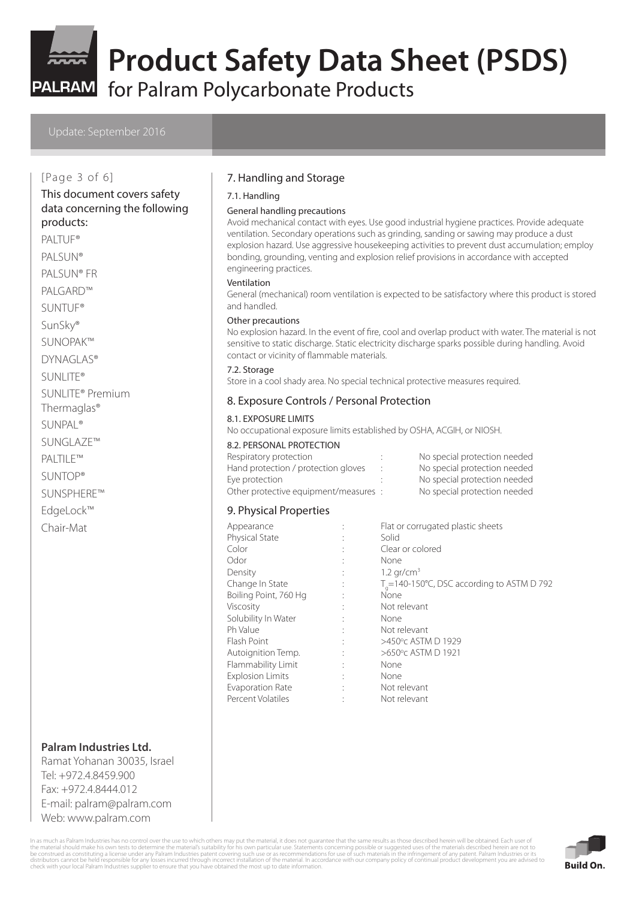# Product Safety Data Sheet (PSDS)

for Palram Polycarbonate Products

Update: September 2016

This document covers safety data concerning the following products:

PALTUF®
PALSUN®
PALSUN® FR
PALGARD™
SUNTUF®
SunSky®
SUNOPAK™
DYNAGLAS®
SUNLITE®
SUNLITE® Premium Thermaglas®
SUNPAL®
SUNGLAZE™
PALTILE™
SUNTOP®
SUNSPHERE™
EdgeLock™
Chair-Mat

## 7. Handling and Storage

### 7.1. Handling

**General handling precautions**

Avoid mechanical contact with eyes. Use good industrial hygiene practices. Provide adequate ventilation. Secondary operations such as grinding, sanding or sawing may produce a dust explosion hazard. Use aggressive housekeeping activities to prevent dust accumulation; employ bonding, grounding, venting and explosion relief provisions in accordance with accepted engineering practices.

**Ventilation**

General (mechanical) room ventilation is expected to be satisfactory where this product is stored and handled.

**Other precautions**

No explosion hazard. In the event of fire, cool and overlap product with water. The material is not sensitive to static discharge. Static electricity discharge sparks possible during handling. Avoid contact or vicinity of flammable materials.

### 7.2. Storage

Store in a cool shady area. No special technical protective measures required.

## 8. Exposure Controls / Personal Protection

### 8.1. EXPOSURE LIMITS

No occupational exposure limits established by OSHA, ACGIH, or NIOSH.

### 8.2. PERSONAL PROTECTION

| | | |
|---|---|---|
| Respiratory protection | : | No special protection needed |
| Hand protection / protection gloves | : | No special protection needed |
| Eye protection | : | No special protection needed |
| Other protective equipment/measures | : | No special protection needed |

## 9. Physical Properties

| | | |
|---|---|---|
| Appearance | : | Flat or corrugated plastic sheets |
| Physical State | : | Solid |
| Color | : | Clear or colored |
| Odor | : | None |
| Density | : | 1.2 gr/cm$^3$ |
| Change In State | : | $T_g$=140-150°C, DSC according to ASTM D 792 |
| Boiling Point, 760 Hg | : | None |
| Viscosity | : | Not relevant |
| Solubility In Water | : | None |
| Ph Value | : | Not relevant |
| Flash Point | : | >450°c ASTM D 1929 |
| Autoignition Temp. | : | >650°c ASTM D 1921 |
| Flammability Limit | : | None |
| Explosion Limits | : | None |
| Evaporation Rate | : | Not relevant |
| Percent Volatiles | : | Not relevant |

**Palram Industries Ltd.**
Ramat Yohanan 30035, Israel
Tel: +972.4.8459.900
Fax: +972.4.8444.012
E-mail: palram@palram.com
Web: www.palram.com

In as much as Palram Industries has no control over the use to which others may put the material, it does not guarantee that the same results as those described herein will be obtained. Each user of the material should make his own tests to determine the material's suitability for his own particular use. Statements concerning possible or suggested uses of the materials described herein are not to be construed as constituting a license under any Palram Industries patent covering such use or as recommendations for use of such materials in the infringement of any patent. Palram Industries or its distributors cannot be held responsible for any losses incurred through incorrect installation of the material. In accordance with our company policy of continual product development you are advised to check with your local Palram Industries supplier to ensure that you have obtained the most up to date information.

Build On.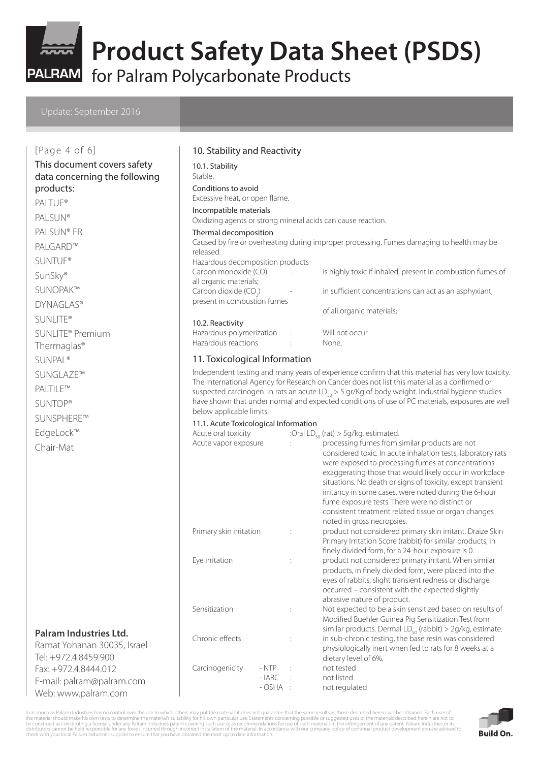This document covers safety data concerning the following products:

PALTUF®
PALSUN®
PALSUN® FR
PALGARD™
SUNTUF®
SunSky®
SUNOPAK™
DYNAGLAS®
SUNLITE®
SUNLITE® Premium Thermaglas®
SUNPAL®
SUNGLAZE™
PALTILE™
SUNTOP®
SUNSPHERE™
EdgeLock™
Chair-Mat

**Palram Industries Ltd.**
Ramat Yohanan 30035, Israel
Tel: +972.4.8459.900
Fax: +972.4.8444.012
E-mail: palram@palram.com
Web: www.palram.com

## 10. Stability and Reactivity

### 10.1. Stability

Stable.

**Conditions to avoid**
Excessive heat, or open flame.

**Incompatible materials**
Oxidizing agents or strong mineral acids can cause reaction.

**Thermal decomposition**
Caused by fire or overheating during improper processing. Fumes damaging to health may be released.

Hazardous decomposition products

| | | |
|---|---|---|
| Carbon monoxide (CO) | - | is highly toxic if inhaled, present in combustion fumes of all organic materials; |
| Carbon dioxide ($CO_2$) | - | in sufficient concentrations can act as an asphyxiant, present in combustion fumes of all organic materials; |

### 10.2. Reactivity

| | | |
|---|---|---|
| Hazardous polymerization | : | Will not occur |
| Hazardous reactions | : | None. |

## 11. Toxicological Information

Independent testing and many years of experience confirm that this material has very low toxicity. The International Agency for Research on Cancer does not list this material as a confirmed or suspected carcinogen. In rats an acute $LD_{50}$ > 5 gr/Kg of body weight. Industrial hygiene studies have shown that under normal and expected conditions of use of PC materials, exposures are well below applicable limits.

### 11.1. Acute Toxicological Information

| | | |
|---|---|---|
| Acute oral toxicity | : | Oral $LD_{50}$ (rat) > 5g/kg, estimated. |
| Acute vapor exposure | : | processing fumes from similar products are not considered toxic. In acute inhalation tests, laboratory rats were exposed to processing fumes at concentrations exaggerating those that would likely occur in workplace situations. No death or signs of toxicity, except transient irritancy in some cases, were noted during the 6-hour fume exposure tests. There were no distinct or consistent treatment related tissue or organ changes noted in gross necropsies. |
| Primary skin irritation | : | product not considered primary skin irritant. Draize Skin Primary Irritation Score (rabbit) for similar products, in finely divided form, for a 24-hour exposure is 0. |
| Eye irritation | : | product not considered primary irritant. When similar products, in finely divided form, were placed into the eyes of rabbits, slight transient redness or discharge occurred – consistent with the expected slightly abrasive nature of product. |
| Sensitization | : | Not expected to be a skin sensitized based on results of Modified Buehler Guinea Pig Sensitization Test from similar products. Dermal $LD_{50}$ (rabbit) > 2g/kg, estimate. |
| Chronic effects | : | in sub-chronic testing, the base resin was considered physiologically inert when fed to rats for 8 weeks at a dietary level of 6%. |
| Carcinogenicity - NTP | : | not tested |
| - IARC | : | not listed |
| - OSHA | : | not regulated |

In as much as Palram Industries has no control over the use to which others may put the material, it does not guarantee that the same results as those described herein will be obtained. Each user of the material should make his own tests to determine the material's suitability for his own particular use. Statements concerning possible or suggested uses of the materials described herein are not to be construed as constituting a license under any Palram Industries patent covering such use or as recommendations for use of such materials in the infringement of any patent. Palram Industries or its distributors cannot be held responsible for any losses incurred through incorrect installation of the material. In accordance with our company policy of continual product development you are advised to check with your local Palram Industries supplier to ensure that you have obtained the most up to date information.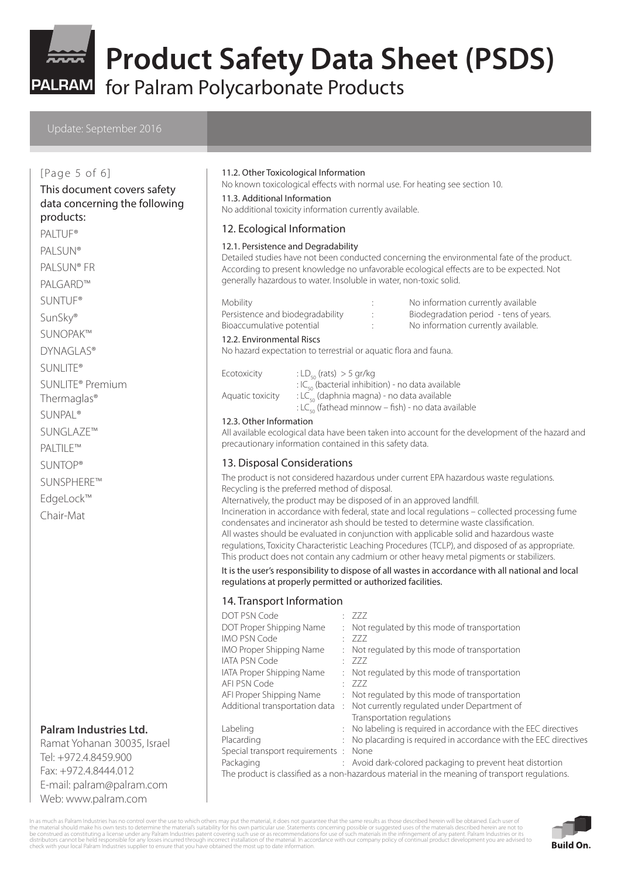# Product Safety Data Sheet (PSDS)

for Palram Polycarbonate Products

Update: September 2016

This document covers safety data concerning the following products:

PALTUF®
PALSUN®
PALSUN® FR
PALGARD™
SUNTUF®
SunSky®
SUNOPAK™
DYNAGLAS®
SUNLITE®
SUNLITE® Premium Thermaglas®
SUNPAL®
SUNGLAZE™
PALTILE™
SUNTOP®
SUNSPHERE™
EdgeLock™
Chair-Mat

**Palram Industries Ltd.**
Ramat Yohanan 30035, Israel
Tel: +972.4.8459.900
Fax: +972.4.8444.012
E-mail: palram@palram.com
Web: www.palram.com

### 11.2. Other Toxicological Information

No known toxicological effects with normal use. For heating see section 10.

### 11.3. Additional Information

No additional toxicity information currently available.

## 12. Ecological Information

### 12.1. Persistence and Degradability

Detailed studies have not been conducted concerning the environmental fate of the product. According to present knowledge no unfavorable ecological effects are to be expected. Not generally hazardous to water. Insoluble in water, non-toxic solid.

| | | |
|---|---|---|
| Mobility | : | No information currently available |
| Persistence and biodegradability | : | Biodegradation period - tens of years. |
| Bioaccumulative potential | : | No information currently available. |

### 12.2. Environmental Riscs

No hazard expectation to terrestrial or aquatic flora and fauna.

| | |
|---|---|
| Ecotoxicity | : $LD_{50}$ (rats) > 5 gr/kg |
| | : $IC_{50}$ (bacterial inhibition) - no data available |
| Aquatic toxicity | : $LC_{50}$ (daphnia magna) - no data available |
| | : $LC_{50}$ (fathead minnow – fish) - no data available |

### 12.3. Other Information

All available ecological data have been taken into account for the development of the hazard and precautionary information contained in this safety data.

## 13. Disposal Considerations

The product is not considered hazardous under current EPA hazardous waste regulations.
Recycling is the preferred method of disposal.
Alternatively, the product may be disposed of in an approved landfill.
Incineration in accordance with federal, state and local regulations – collected processing fume condensates and incinerator ash should be tested to determine waste classification.
All wastes should be evaluated in conjunction with applicable solid and hazardous waste regulations, Toxicity Characteristic Leaching Procedures (TCLP), and disposed of as appropriate.
This product does not contain any cadmium or other heavy metal pigments or stabilizers.

It is the user's responsibility to dispose of all wastes in accordance with all national and local regulations at properly permitted or authorized facilities.

## 14. Transport Information

| | | |
|---|---|---|
| DOT PSN Code | : | ZZZ |
| DOT Proper Shipping Name | : | Not regulated by this mode of transportation |
| IMO PSN Code | : | ZZZ |
| IMO Proper Shipping Name | : | Not regulated by this mode of transportation |
| IATA PSN Code | : | ZZZ |
| IATA Proper Shipping Name | : | Not regulated by this mode of transportation |
| AFI PSN Code | : | ZZZ |
| AFI Proper Shipping Name | : | Not regulated by this mode of transportation |
| Additional transportation data | : | Not currently regulated under Department of Transportation regulations |
| Labeling | : | No labeling is required in accordance with the EEC directives |
| Placarding | : | No placarding is required in accordance with the EEC directives |
| Special transport requirements | : | None |
| Packaging | : | Avoid dark-colored packaging to prevent heat distortion |

The product is classified as a non-hazardous material in the meaning of transport regulations.

In as much as Palram Industries has no control over the use to which others may put the material, it does not guarantee that the same results as those described herein will be obtained. Each user of the material should make his own tests to determine the material's suitability for his own particular use. Statements concerning possible or suggested uses of the materials described herein are not to be construed as constituting a license under any Palram Industries patent covering such use or as recommendations for use of such materials in the infringement of any patent. Palram Industries or its distributors cannot be held responsible for any losses incurred through incorrect installation of the material. In accordance with our company policy of continual product development you are advised to check with your local Palram Industries supplier to ensure that you have obtained the most up to date information.

Build On.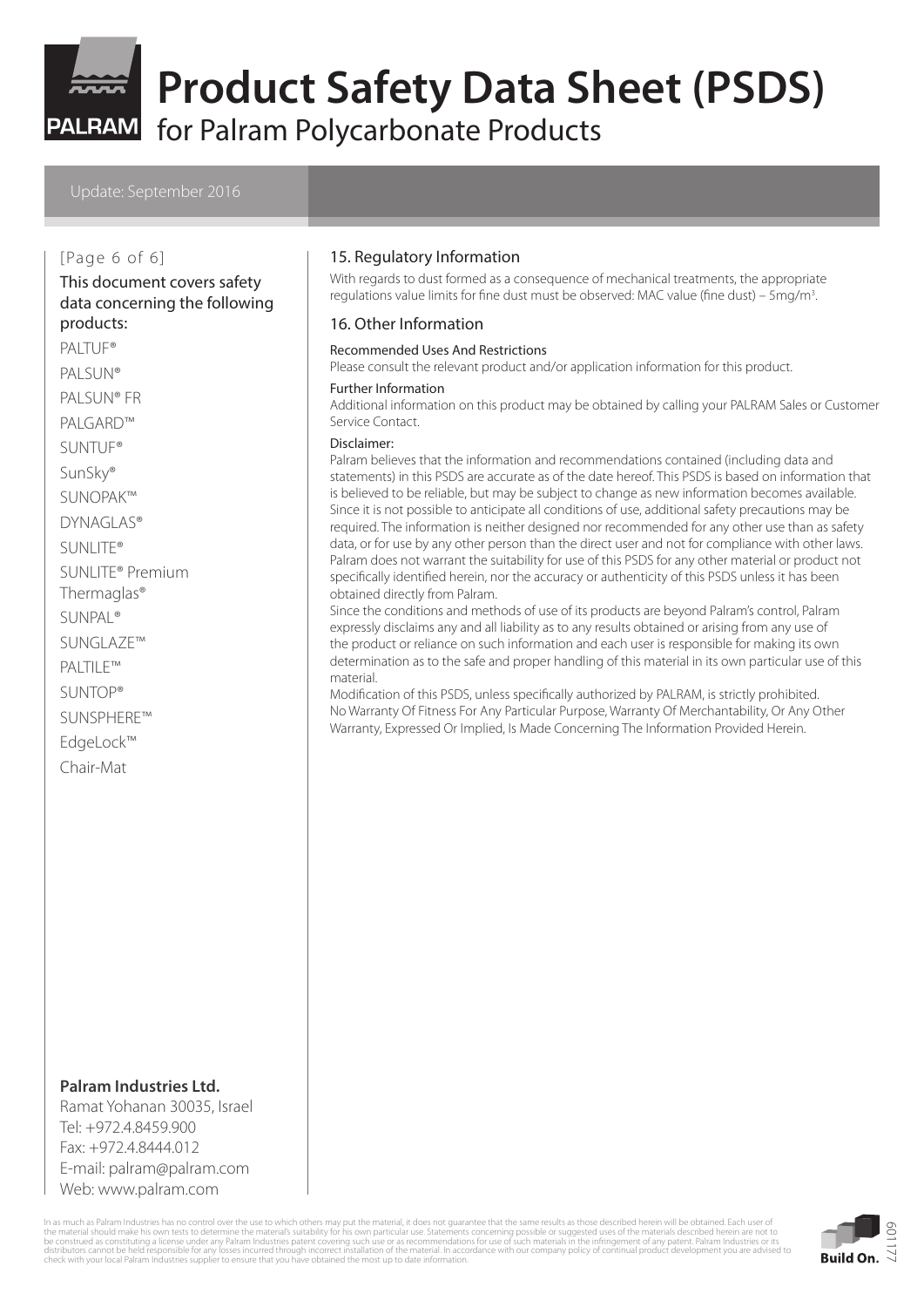# Product Safety Data Sheet (PSDS)

for Palram Polycarbonate Products

Update: September 2016

This document covers safety data concerning the following products:

PALTUF®
PALSUN®
PALSUN® FR
PALGARD™
SUNTUF®
SunSky®
SUNOPAK™
DYNAGLAS®
SUNLITE®
SUNLITE® Premium
Thermaglas®
SUNPAL®
SUNGLAZE™
PALTILE™
SUNTOP®
SUNSPHERE™
EdgeLock™
Chair-Mat

**Palram Industries Ltd.**
Ramat Yohanan 30035, Israel
Tel: +972.4.8459.900
Fax: +972.4.8444.012
E-mail: palram@palram.com
Web: www.palram.com

## 15. Regulatory Information

With regards to dust formed as a consequence of mechanical treatments, the appropriate regulations value limits for fine dust must be observed: MAC value (fine dust) – 5mg/m$^3$.

## 16. Other Information

### Recommended Uses And Restrictions

Please consult the relevant product and/or application information for this product.

### Further Information

Additional information on this product may be obtained by calling your PALRAM Sales or Customer Service Contact.

### Disclaimer:

Palram believes that the information and recommendations contained (including data and statements) in this PSDS are accurate as of the date hereof. This PSDS is based on information that is believed to be reliable, but may be subject to change as new information becomes available. Since it is not possible to anticipate all conditions of use, additional safety precautions may be required. The information is neither designed nor recommended for any other use than as safety data, or for use by any other person than the direct user and not for compliance with other laws. Palram does not warrant the suitability for use of this PSDS for any other material or product not specifically identified herein, nor the accuracy or authenticity of this PSDS unless it has been obtained directly from Palram.
Since the conditions and methods of use of its products are beyond Palram's control, Palram expressly disclaims any and all liability as to any results obtained or arising from any use of the product or reliance on such information and each user is responsible for making its own determination as to the safe and proper handling of this material in its own particular use of this material.
Modification of this PSDS, unless specifically authorized by PALRAM, is strictly prohibited.
No Warranty Of Fitness For Any Particular Purpose, Warranty Of Merchantability, Or Any Other Warranty, Expressed Or Implied, Is Made Concerning The Information Provided Herein.

In as much as Palram Industries has no control over the use to which others may put the material, it does not guarantee that the same results as those described herein will be obtained. Each user of the material should make his own tests to determine the material's suitability for his own particular use. Statements concerning possible or suggested uses of the materials described herein are not to be construed as constituting a license under any Palram Industries patent covering such use or as recommendations for use of such materials in the infringement of any patent. Palram Industries or its distributors cannot be held responsible for any losses incurred through incorrect installation of the material. In accordance with our company policy of continual product development you are advised to check with your local Palram Industries supplier to ensure that you have obtained the most up to date information.

Build On.

601177